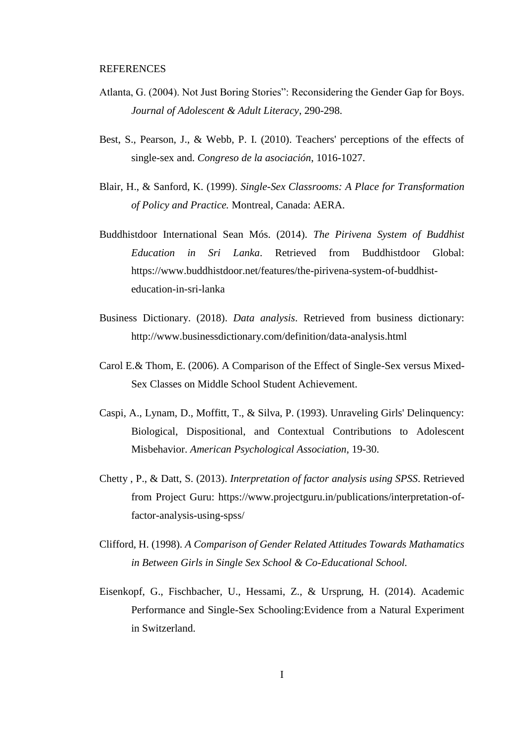REFERENCES

Atlanta, G. (2004). Not Just Boring Stories": Reconsidering the Gender Gap for Boys. *Journal of Adolescent & Adult Literacy*, 290-298.

Best, S., Pearson, J., & Webb, P. I. (2010). Teachers' perceptions of the effects of single-sex and. *Congreso de la asociación*, 1016-1027.

Blair, H., & Sanford, K. (1999). *Single-Sex Classrooms: A Place for Transformation of Policy and Practice.* Montreal, Canada: AERA.

Buddhistdoor International Sean Mós. (2014). *The Pirivena System of Buddhist Education in Sri Lanka*. Retrieved from Buddhistdoor Global: https://www.buddhistdoor.net/features/the-pirivena-system-of-buddhist-education-in-sri-lanka

Business Dictionary. (2018). *Data analysis*. Retrieved from business dictionary: http://www.businessdictionary.com/definition/data-analysis.html

Carol E.& Thom, E. (2006). A Comparison of the Effect of Single-Sex versus Mixed-Sex Classes on Middle School Student Achievement.

Caspi, A., Lynam, D., Moffitt, T., & Silva, P. (1993). Unraveling Girls' Delinquency: Biological, Dispositional, and Contextual Contributions to Adolescent Misbehavior. *American Psychological Association*, 19-30.

Chetty , P., & Datt, S. (2013). *Interpretation of factor analysis using SPSS*. Retrieved from Project Guru: https://www.projectguru.in/publications/interpretation-of-factor-analysis-using-spss/

Clifford, H. (1998). *A Comparison of Gender Related Attitudes Towards Mathamatics in Between Girls in Single Sex School & Co-Educational School.*

Eisenkopf, G., Fischbacher, U., Hessami, Z., & Ursprung, H. (2014). Academic Performance and Single-Sex Schooling:Evidence from a Natural Experiment in Switzerland.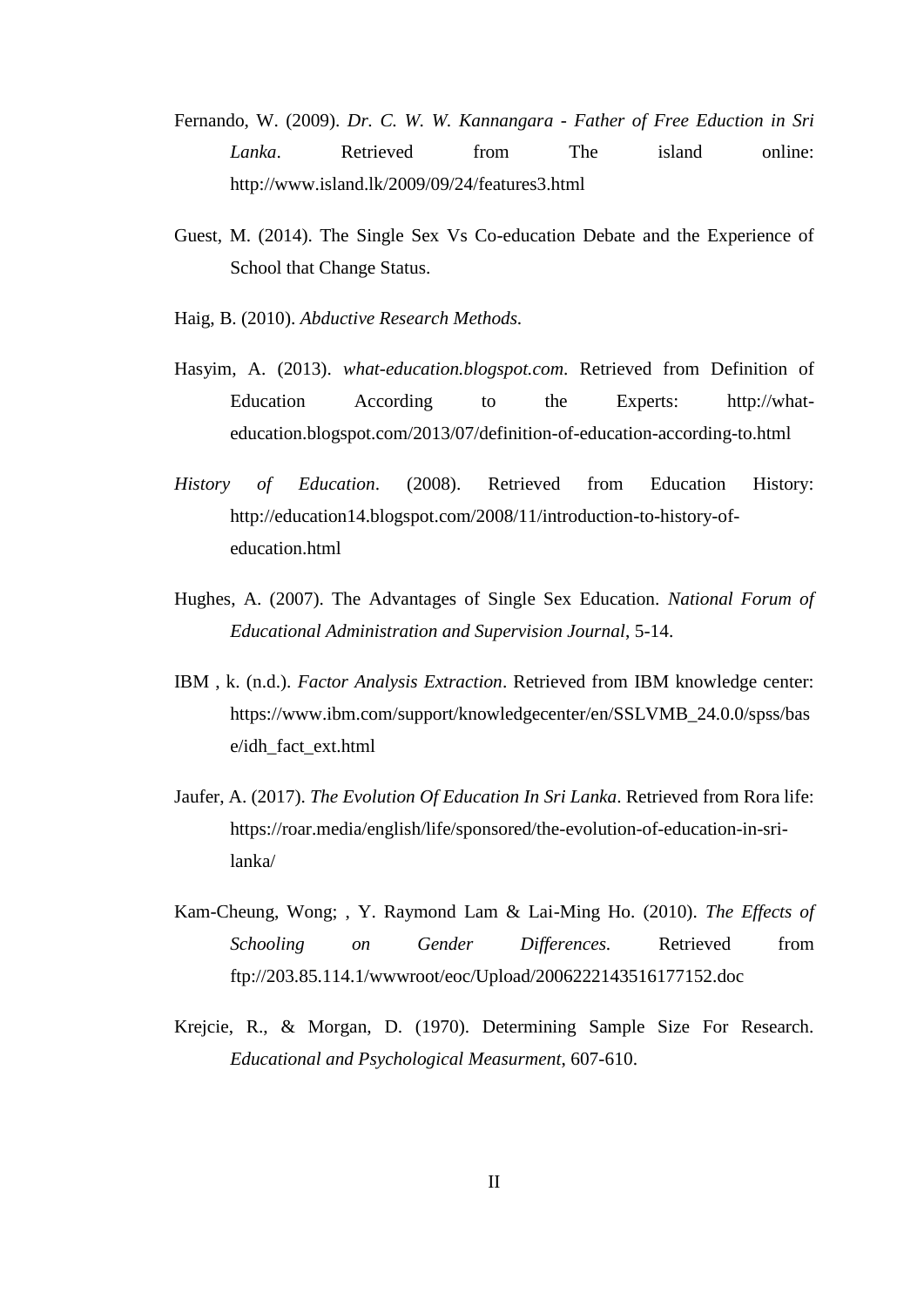Fernando, W. (2009). *Dr. C. W. W. Kannangara - Father of Free Eduction in Sri Lanka*. Retrieved from The island online: http://www.island.lk/2009/09/24/features3.html

Guest, M. (2014). The Single Sex Vs Co-education Debate and the Experience of School that Change Status.

Haig, B. (2010). *Abductive Research Methods.*

Hasyim, A. (2013). *what-education.blogspot.com*. Retrieved from Definition of Education According to the Experts: http://what-education.blogspot.com/2013/07/definition-of-education-according-to.html

*History of Education*. (2008). Retrieved from Education History: http://education14.blogspot.com/2008/11/introduction-to-history-of-education.html

Hughes, A. (2007). The Advantages of Single Sex Education. *National Forum of Educational Administration and Supervision Journal*, 5-14.

IBM , k. (n.d.). *Factor Analysis Extraction*. Retrieved from IBM knowledge center: https://www.ibm.com/support/knowledgecenter/en/SSLVMB_24.0.0/spss/base/idh_fact_ext.html

Jaufer, A. (2017). *The Evolution Of Education In Sri Lanka*. Retrieved from Rora life: https://roar.media/english/life/sponsored/the-evolution-of-education-in-sri-lanka/

Kam-Cheung, Wong; , Y. Raymond Lam & Lai-Ming Ho. (2010). *The Effects of Schooling on Gender Differences.* Retrieved from ftp://203.85.114.1/wwwroot/eoc/Upload/2006222143516177152.doc

Krejcie, R., & Morgan, D. (1970). Determining Sample Size For Research. *Educational and Psychological Measurment*, 607-610.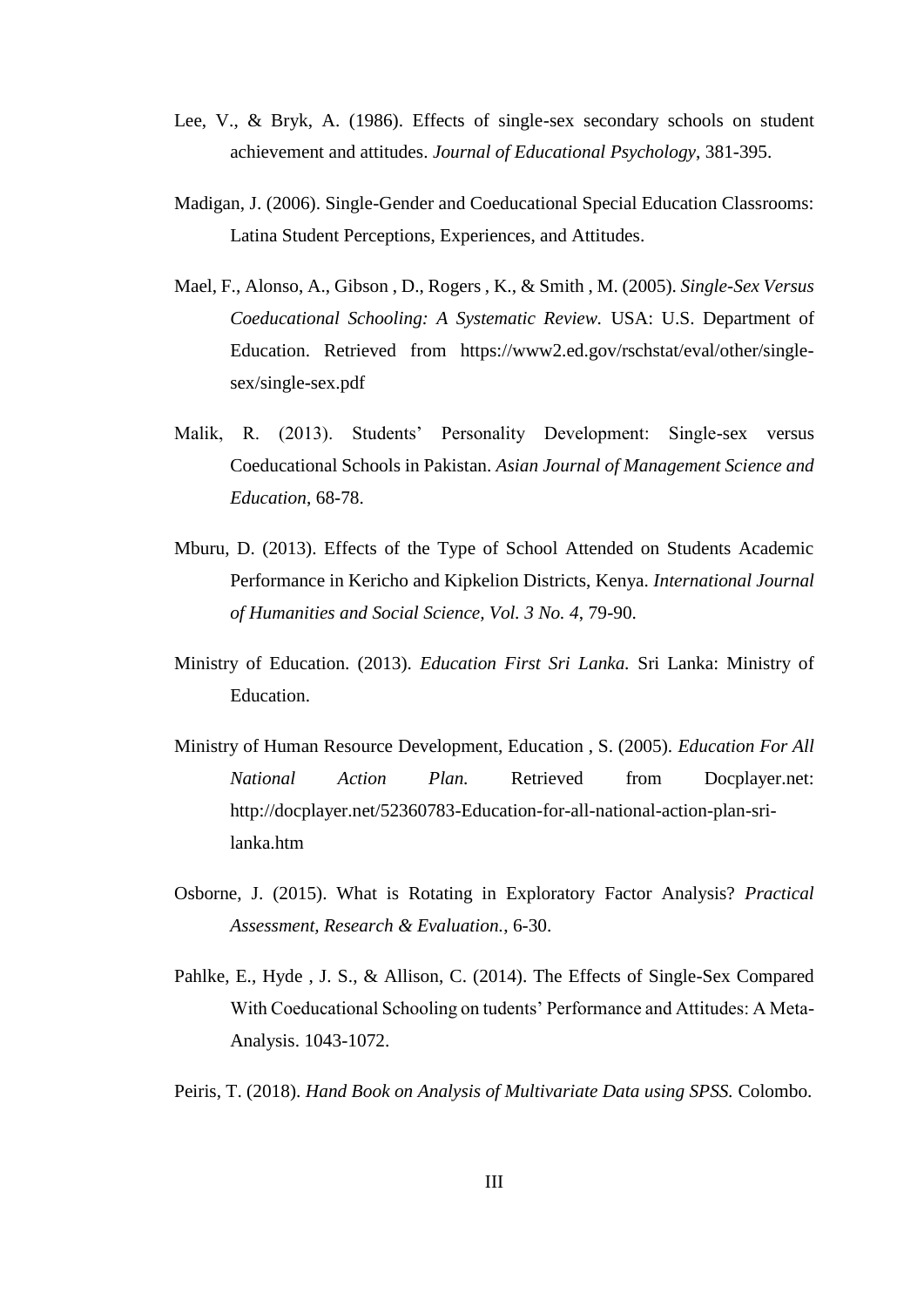Lee, V., & Bryk, A. (1986). Effects of single-sex secondary schools on student achievement and attitudes. *Journal of Educational Psychology*, 381-395.

Madigan, J. (2006). Single-Gender and Coeducational Special Education Classrooms: Latina Student Perceptions, Experiences, and Attitudes.

Mael, F., Alonso, A., Gibson , D., Rogers , K., & Smith , M. (2005). *Single-Sex Versus Coeducational Schooling: A Systematic Review.* USA: U.S. Department of Education. Retrieved from https://www2.ed.gov/rschstat/eval/other/single-sex/single-sex.pdf

Malik, R. (2013). Students' Personality Development: Single-sex versus Coeducational Schools in Pakistan. *Asian Journal of Management Science and Education*, 68-78.

Mburu, D. (2013). Effects of the Type of School Attended on Students Academic Performance in Kericho and Kipkelion Districts, Kenya. *International Journal of Humanities and Social Science, Vol. 3 No. 4*, 79-90.

Ministry of Education. (2013). *Education First Sri Lanka.* Sri Lanka: Ministry of Education.

Ministry of Human Resource Development, Education , S. (2005). *Education For All National Action Plan.* Retrieved from Docplayer.net: http://docplayer.net/52360783-Education-for-all-national-action-plan-sri-lanka.htm

Osborne, J. (2015). What is Rotating in Exploratory Factor Analysis? *Practical Assessment, Research & Evaluation.*, 6-30.

Pahlke, E., Hyde , J. S., & Allison, C. (2014). The Effects of Single-Sex Compared With Coeducational Schooling on tudents' Performance and Attitudes: A Meta-Analysis. 1043-1072.

Peiris, T. (2018). *Hand Book on Analysis of Multivariate Data using SPSS.* Colombo.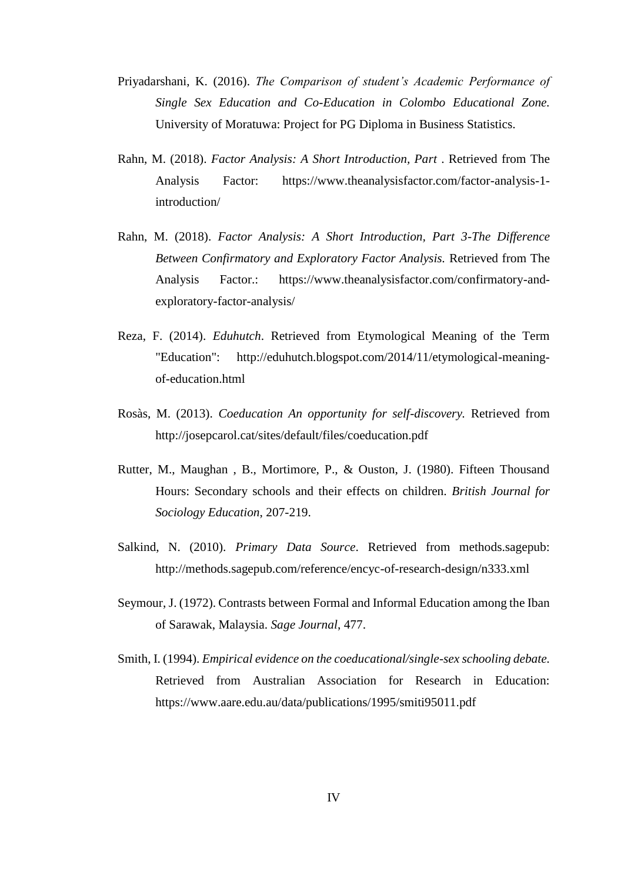Priyadarshani, K. (2016). *The Comparison of student's Academic Performance of Single Sex Education and Co-Education in Colombo Educational Zone.* University of Moratuwa: Project for PG Diploma in Business Statistics.

Rahn, M. (2018). *Factor Analysis: A Short Introduction, Part* . Retrieved from The Analysis Factor: https://www.theanalysisfactor.com/factor-analysis-1-introduction/

Rahn, M. (2018). *Factor Analysis: A Short Introduction, Part 3-The Difference Between Confirmatory and Exploratory Factor Analysis.* Retrieved from The Analysis Factor.: https://www.theanalysisfactor.com/confirmatory-and-exploratory-factor-analysis/

Reza, F. (2014). *Eduhutch*. Retrieved from Etymological Meaning of the Term "Education": http://eduhutch.blogspot.com/2014/11/etymological-meaning-of-education.html

Rosàs, M. (2013). *Coeducation An opportunity for self-discovery.* Retrieved from http://josepcarol.cat/sites/default/files/coeducation.pdf

Rutter, M., Maughan , B., Mortimore, P., & Ouston, J. (1980). Fifteen Thousand Hours: Secondary schools and their effects on children. *British Journal for Sociology Education*, 207-219.

Salkind, N. (2010). *Primary Data Source*. Retrieved from methods.sagepub: http://methods.sagepub.com/reference/encyc-of-research-design/n333.xml

Seymour, J. (1972). Contrasts between Formal and Informal Education among the Iban of Sarawak, Malaysia. *Sage Journal*, 477.

Smith, I. (1994). *Empirical evidence on the coeducational/single-sex schooling debate.* Retrieved from Australian Association for Research in Education: https://www.aare.edu.au/data/publications/1995/smiti95011.pdf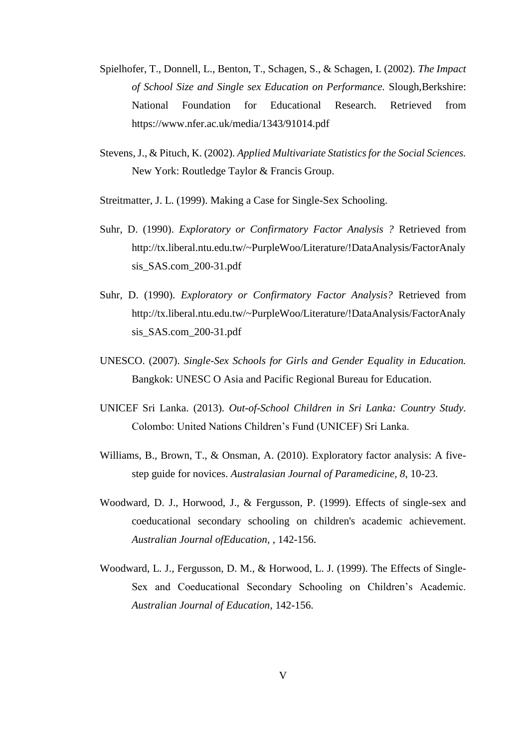Spielhofer, T., Donnell, L., Benton, T., Schagen, S., & Schagen, I. (2002). *The Impact of School Size and Single sex Education on Performance.* Slough,Berkshire: National Foundation for Educational Research. Retrieved from https://www.nfer.ac.uk/media/1343/91014.pdf

Stevens, J., & Pituch, K. (2002). *Applied Multivariate Statistics for the Social Sciences.* New York: Routledge Taylor & Francis Group.

Streitmatter, J. L. (1999). Making a Case for Single-Sex Schooling.

Suhr, D. (1990). *Exploratory or Confirmatory Factor Analysis ?* Retrieved from http://tx.liberal.ntu.edu.tw/~PurpleWoo/Literature/!DataAnalysis/FactorAnalysis_SAS.com_200-31.pdf

Suhr, D. (1990). *Exploratory or Confirmatory Factor Analysis?* Retrieved from http://tx.liberal.ntu.edu.tw/~PurpleWoo/Literature/!DataAnalysis/FactorAnalysis_SAS.com_200-31.pdf

UNESCO. (2007). *Single-Sex Schools for Girls and Gender Equality in Education.* Bangkok: UNESC O Asia and Pacific Regional Bureau for Education.

UNICEF Sri Lanka. (2013). *Out-of-School Children in Sri Lanka: Country Study*. Colombo: United Nations Children's Fund (UNICEF) Sri Lanka.

Williams, B., Brown, T., & Onsman, A. (2010). Exploratory factor analysis: A five-step guide for novices. *Australasian Journal of Paramedicine, 8*, 10-23.

Woodward, D. J., Horwood, J., & Fergusson, P. (1999). Effects of single-sex and coeducational secondary schooling on children's academic achievement. *Australian Journal ofEducation,* , 142-156.

Woodward, L. J., Fergusson, D. M., & Horwood, L. J. (1999). The Effects of Single-Sex and Coeducational Secondary Schooling on Children's Academic. *Australian Journal of Education*, 142-156.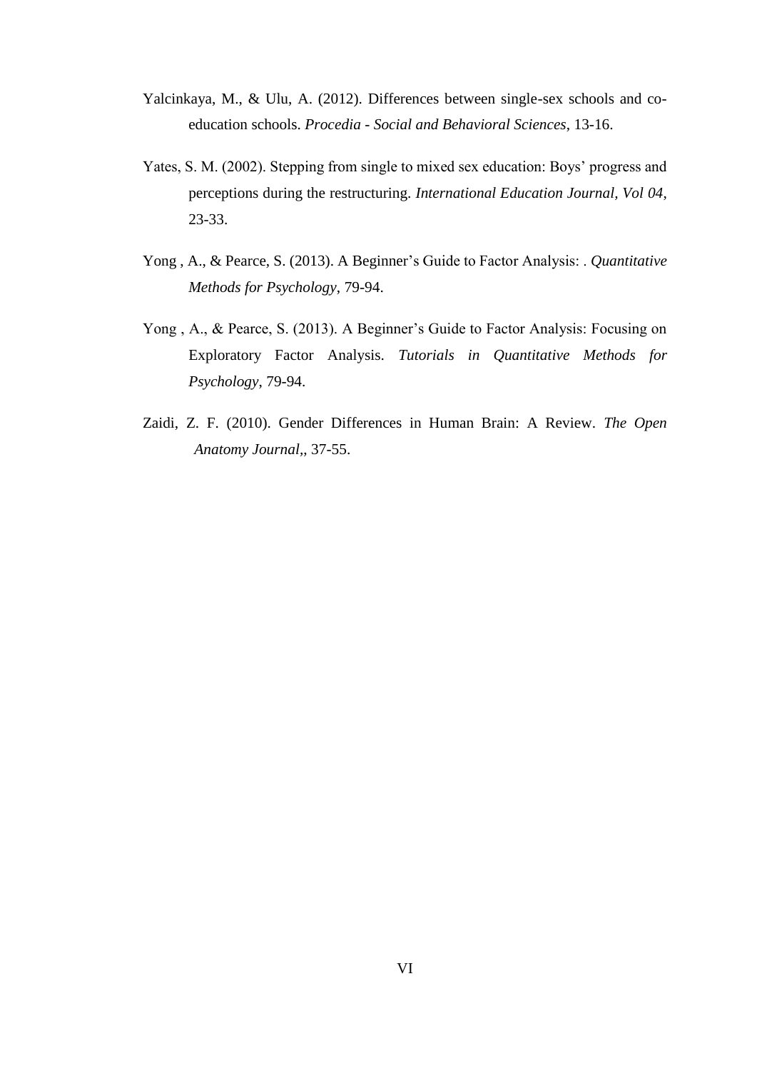Yalcinkaya, M., & Ulu, A. (2012). Differences between single-sex schools and co-education schools. *Procedia - Social and Behavioral Sciences*, 13-16.

Yates, S. M. (2002). Stepping from single to mixed sex education: Boys' progress and perceptions during the restructuring. *International Education Journal, Vol 04*, 23-33.

Yong , A., & Pearce, S. (2013). A Beginner's Guide to Factor Analysis: . *Quantitative Methods for Psychology*, 79-94.

Yong , A., & Pearce, S. (2013). A Beginner's Guide to Factor Analysis: Focusing on Exploratory Factor Analysis. *Tutorials in Quantitative Methods for Psychology*, 79-94.

Zaidi, Z. F. (2010). Gender Differences in Human Brain: A Review. *The Open Anatomy Journal,*, 37-55.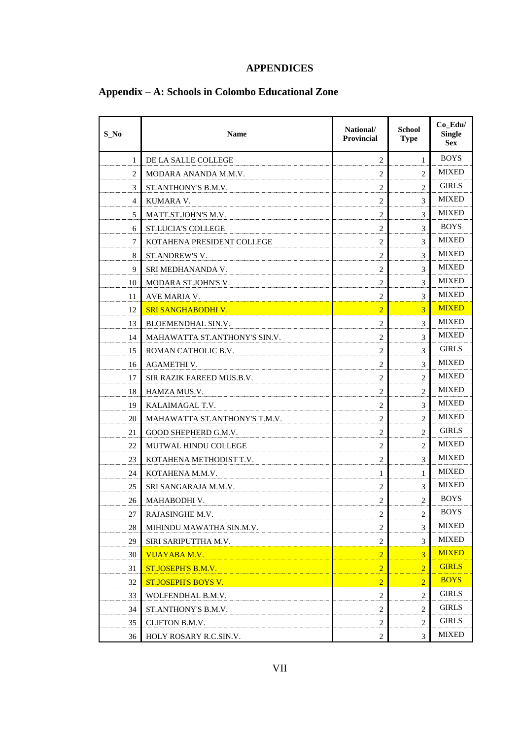# APPENDICES

## Appendix – A: Schools in Colombo Educational Zone

| S_No | Name | National/ Provincial | School Type | Co_Edu/ Single Sex |
|---|---|---|---|---|
| 1 | DE LA SALLE COLLEGE | 2 | 1 | BOYS |
| 2 | MODARA ANANDA M.M.V. | 2 | 2 | MIXED |
| 3 | ST.ANTHONY'S B.M.V. | 2 | 2 | GIRLS |
| 4 | KUMARA V. | 2 | 3 | MIXED |
| 5 | MATT.ST.JOHN'S M.V. | 2 | 3 | MIXED |
| 6 | ST.LUCIA'S COLLEGE | 2 | 3 | BOYS |
| 7 | KOTAHENA PRESIDENT COLLEGE | 2 | 3 | MIXED |
| 8 | ST.ANDREW'S V. | 2 | 3 | MIXED |
| 9 | SRI MEDHANANDA V. | 2 | 3 | MIXED |
| 10 | MODARA ST.JOHN'S V. | 2 | 3 | MIXED |
| 11 | AVE MARIA V. | 2 | 3 | MIXED |
| 12 | SRI SANGHABODHI V. | 2 | 3 | MIXED |
| 13 | BLOEMENDHAL SIN.V. | 2 | 3 | MIXED |
| 14 | MAHAWATTA ST.ANTHONY'S SIN.V. | 2 | 3 | MIXED |
| 15 | ROMAN CATHOLIC B.V. | 2 | 3 | GIRLS |
| 16 | AGAMETHI V. | 2 | 3 | MIXED |
| 17 | SIR RAZIK FAREED MUS.B.V. | 2 | 2 | MIXED |
| 18 | HAMZA MUS.V. | 2 | 2 | MIXED |
| 19 | KALAIMAGAL T.V. | 2 | 3 | MIXED |
| 20 | MAHAWATTA ST.ANTHONY'S T.M.V. | 2 | 2 | MIXED |
| 21 | GOOD SHEPHERD G.M.V. | 2 | 2 | GIRLS |
| 22 | MUTWAL HINDU COLLEGE | 2 | 2 | MIXED |
| 23 | KOTAHENA METHODIST T.V. | 2 | 3 | MIXED |
| 24 | KOTAHENA M.M.V. | 1 | 1 | MIXED |
| 25 | SRI SANGARAJA M.M.V. | 2 | 3 | MIXED |
| 26 | MAHABODHI V. | 2 | 2 | BOYS |
| 27 | RAJASINGHE M.V. | 2 | 2 | BOYS |
| 28 | MIHINDU MAWATHA SIN.M.V. | 2 | 3 | MIXED |
| 29 | SIRI SARIPUTTHA M.V. | 2 | 3 | MIXED |
| 30 | VIJAYABA M.V. | 2 | 3 | MIXED |
| 31 | ST.JOSEPH'S B.M.V. | 2 | 2 | GIRLS |
| 32 | ST.JOSEPH'S BOYS V. | 2 | 2 | BOYS |
| 33 | WOLFENDHAL B.M.V. | 2 | 2 | GIRLS |
| 34 | ST.ANTHONY'S B.M.V. | 2 | 2 | GIRLS |
| 35 | CLIFTON B.M.V. | 2 | 2 | GIRLS |
| 36 | HOLY ROSARY R.C.SIN.V. | 2 | 3 | MIXED |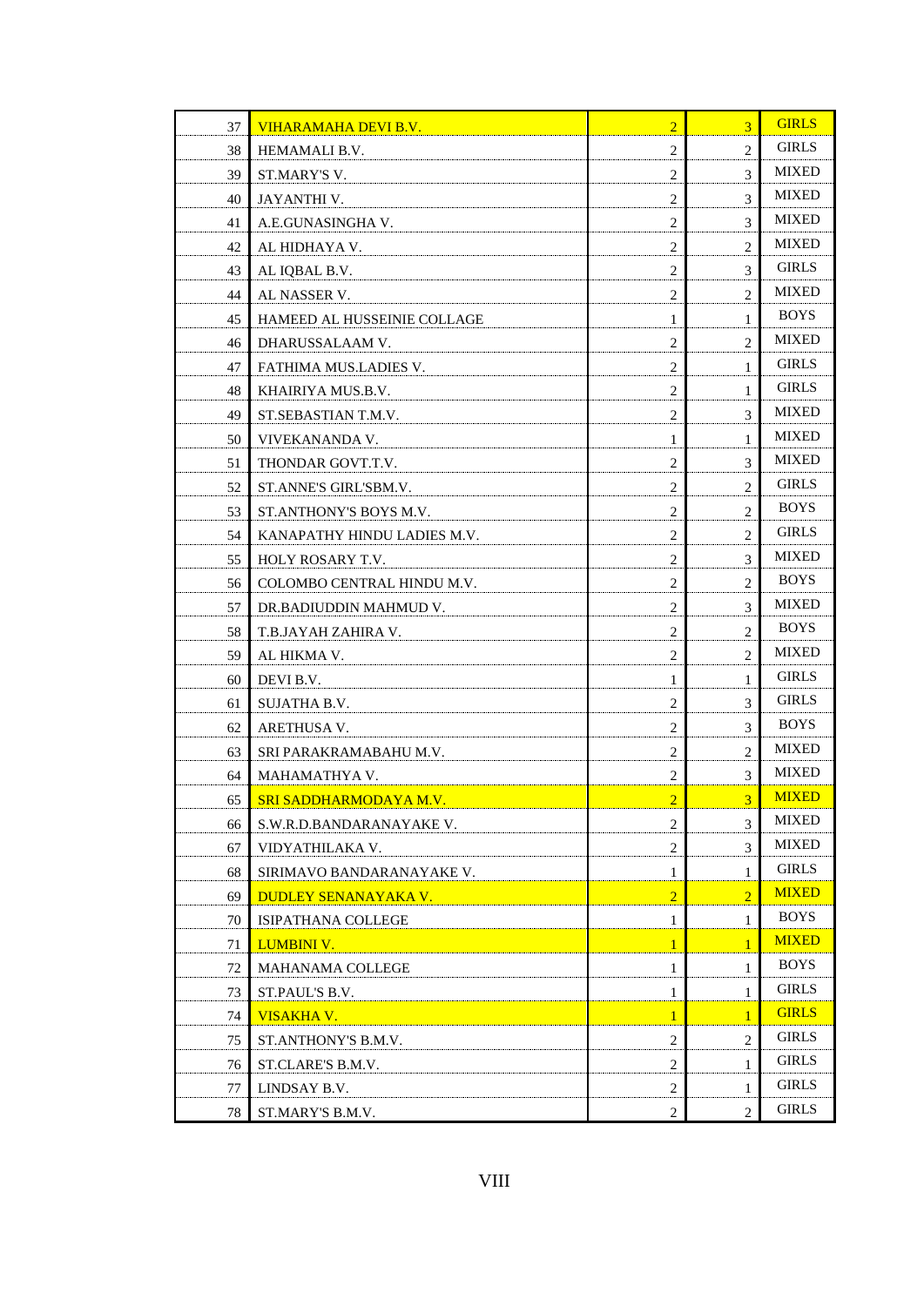| | | | | |
|---|---|---|---|---|
| 37 | VIHARAMAHA DEVI B.V. | 2 | 3 | GIRLS |
| 38 | HEMAMALI B.V. | 2 | 2 | GIRLS |
| 39 | ST.MARY'S V. | 2 | 3 | MIXED |
| 40 | JAYANTHI V. | 2 | 3 | MIXED |
| 41 | A.E.GUNASINGHA V. | 2 | 3 | MIXED |
| 42 | AL HIDHAYA V. | 2 | 2 | MIXED |
| 43 | AL IQBAL B.V. | 2 | 3 | GIRLS |
| 44 | AL NASSER V. | 2 | 2 | MIXED |
| 45 | HAMEED AL HUSSEINIE COLLAGE | 1 | 1 | BOYS |
| 46 | DHARUSSALAAM V. | 2 | 2 | MIXED |
| 47 | FATHIMA MUS.LADIES V. | 2 | 1 | GIRLS |
| 48 | KHAIRIYA MUS.B.V. | 2 | 1 | GIRLS |
| 49 | ST.SEBASTIAN T.M.V. | 2 | 3 | MIXED |
| 50 | VIVEKANANDA V. | 1 | 1 | MIXED |
| 51 | THONDAR GOVT.T.V. | 2 | 3 | MIXED |
| 52 | ST.ANNE'S GIRL'SBM.V. | 2 | 2 | GIRLS |
| 53 | ST.ANTHONY'S BOYS M.V. | 2 | 2 | BOYS |
| 54 | KANAPATHY HINDU LADIES M.V. | 2 | 2 | GIRLS |
| 55 | HOLY ROSARY T.V. | 2 | 3 | MIXED |
| 56 | COLOMBO CENTRAL HINDU M.V. | 2 | 2 | BOYS |
| 57 | DR.BADIUDDIN MAHMUD V. | 2 | 3 | MIXED |
| 58 | T.B.JAYAH ZAHIRA V. | 2 | 2 | BOYS |
| 59 | AL HIKMA V. | 2 | 2 | MIXED |
| 60 | DEVI B.V. | 1 | 1 | GIRLS |
| 61 | SUJATHA B.V. | 2 | 3 | GIRLS |
| 62 | ARETHUSA V. | 2 | 3 | BOYS |
| 63 | SRI PARAKRAMABAHU M.V. | 2 | 2 | MIXED |
| 64 | MAHAMATHYA V. | 2 | 3 | MIXED |
| 65 | SRI SADDHARMODAYA M.V. | 2 | 3 | MIXED |
| 66 | S.W.R.D.BANDARANAYAKE V. | 2 | 3 | MIXED |
| 67 | VIDYATHILAKA V. | 2 | 3 | MIXED |
| 68 | SIRIMAVO BANDARANAYAKE V. | 1 | 1 | GIRLS |
| 69 | DUDLEY SENANAYAKA V. | 2 | 2 | MIXED |
| 70 | ISIPATHANA COLLEGE | 1 | 1 | BOYS |
| 71 | LUMBINI V. | 1 | 1 | MIXED |
| 72 | MAHANAMA COLLEGE | 1 | 1 | BOYS |
| 73 | ST.PAUL'S B.V. | 1 | 1 | GIRLS |
| 74 | VISAKHA V. | 1 | 1 | GIRLS |
| 75 | ST.ANTHONY'S B.M.V. | 2 | 2 | GIRLS |
| 76 | ST.CLARE'S B.M.V. | 2 | 1 | GIRLS |
| 77 | LINDSAY B.V. | 2 | 1 | GIRLS |
| 78 | ST.MARY'S B.M.V. | 2 | 2 | GIRLS |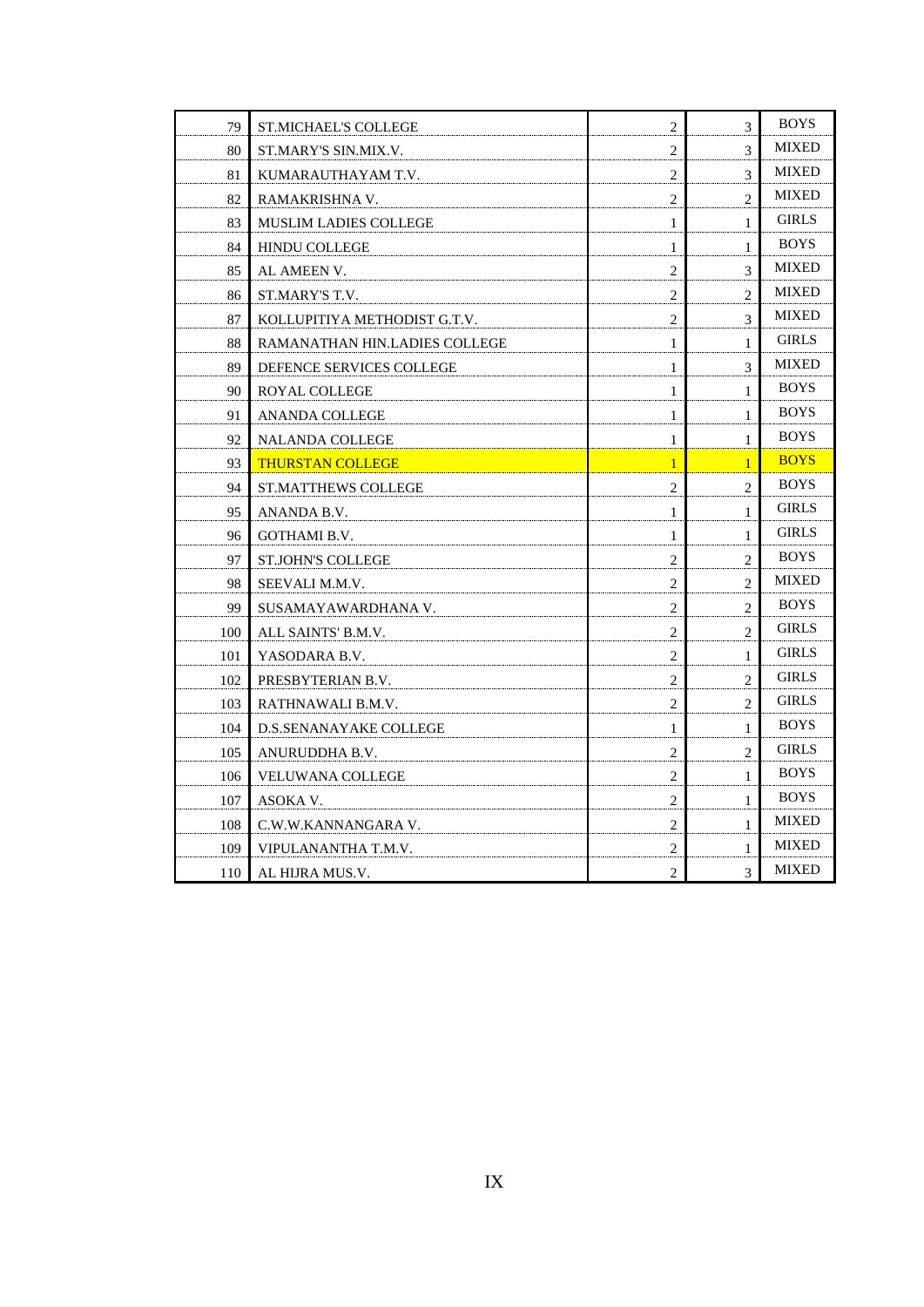| | | | | |
|---|---|---|---|---|
| 79 | ST.MICHAEL'S COLLEGE | 2 | 3 | BOYS |
| 80 | ST.MARY'S SIN.MIX.V. | 2 | 3 | MIXED |
| 81 | KUMARAUTHAYAM T.V. | 2 | 3 | MIXED |
| 82 | RAMAKRISHNA V. | 2 | 2 | MIXED |
| 83 | MUSLIM LADIES COLLEGE | 1 | 1 | GIRLS |
| 84 | HINDU COLLEGE | 1 | 1 | BOYS |
| 85 | AL AMEEN V. | 2 | 3 | MIXED |
| 86 | ST.MARY'S T.V. | 2 | 2 | MIXED |
| 87 | KOLLUPITIYA METHODIST G.T.V. | 2 | 3 | MIXED |
| 88 | RAMANATHAN HIN.LADIES COLLEGE | 1 | 1 | GIRLS |
| 89 | DEFENCE SERVICES COLLEGE | 1 | 3 | MIXED |
| 90 | ROYAL COLLEGE | 1 | 1 | BOYS |
| 91 | ANANDA COLLEGE | 1 | 1 | BOYS |
| 92 | NALANDA COLLEGE | 1 | 1 | BOYS |
| 93 | THURSTAN COLLEGE | 1 | 1 | BOYS |
| 94 | ST.MATTHEWS COLLEGE | 2 | 2 | BOYS |
| 95 | ANANDA B.V. | 1 | 1 | GIRLS |
| 96 | GOTHAMI B.V. | 1 | 1 | GIRLS |
| 97 | ST.JOHN'S COLLEGE | 2 | 2 | BOYS |
| 98 | SEEVALI M.M.V. | 2 | 2 | MIXED |
| 99 | SUSAMAYAWARDHANA V. | 2 | 2 | BOYS |
| 100 | ALL SAINTS' B.M.V. | 2 | 2 | GIRLS |
| 101 | YASODARA B.V. | 2 | 1 | GIRLS |
| 102 | PRESBYTERIAN B.V. | 2 | 2 | GIRLS |
| 103 | RATHNAWALI B.M.V. | 2 | 2 | GIRLS |
| 104 | D.S.SENANAYAKE COLLEGE | 1 | 1 | BOYS |
| 105 | ANURUDDHA B.V. | 2 | 2 | GIRLS |
| 106 | VELUWANA COLLEGE | 2 | 1 | BOYS |
| 107 | ASOKA V. | 2 | 1 | BOYS |
| 108 | C.W.W.KANNANGARA V. | 2 | 1 | MIXED |
| 109 | VIPULANANTHA T.M.V. | 2 | 1 | MIXED |
| 110 | AL HIJRA MUS.V. | 2 | 3 | MIXED |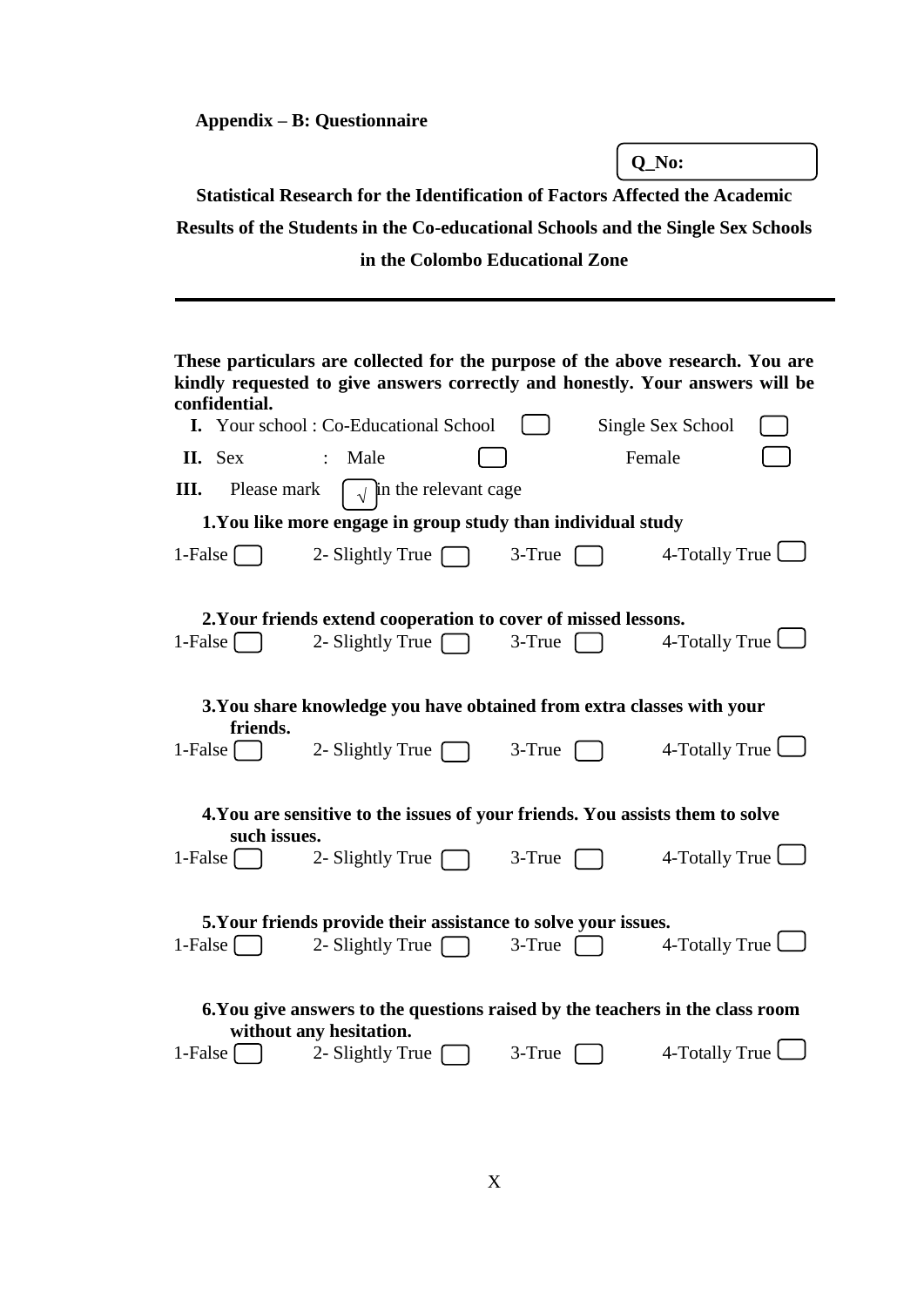**Appendix – B: Questionnaire**

**Q_No:**

**Statistical Research for the Identification of Factors Affected the Academic Results of the Students in the Co-educational Schools and the Single Sex Schools in the Colombo Educational Zone**

---

**These particulars are collected for the purpose of the above research. You are kindly requested to give answers correctly and honestly. Your answers will be confidential.**

**I.** Your school : Co-Educational School ☐ Single Sex School ☐

**II.** Sex : Male ☐ Female ☐

**III.** Please mark [√] in the relevant cage

**1. You like more engage in group study than individual study**

1-False ☐ 2- Slightly True ☐ 3-True ☐ 4-Totally True ☐

**2. Your friends extend cooperation to cover of missed lessons.**

1-False ☐ 2- Slightly True ☐ 3-True ☐ 4-Totally True ☐

**3. You share knowledge you have obtained from extra classes with your friends.**

1-False ☐ 2- Slightly True ☐ 3-True ☐ 4-Totally True ☐

**4. You are sensitive to the issues of your friends. You assists them to solve such issues.**

1-False ☐ 2- Slightly True ☐ 3-True ☐ 4-Totally True ☐

**5. Your friends provide their assistance to solve your issues.**

1-False ☐ 2- Slightly True ☐ 3-True ☐ 4-Totally True ☐

**6. You give answers to the questions raised by the teachers in the class room without any hesitation.**

1-False ☐ 2- Slightly True ☐ 3-True ☐ 4-Totally True ☐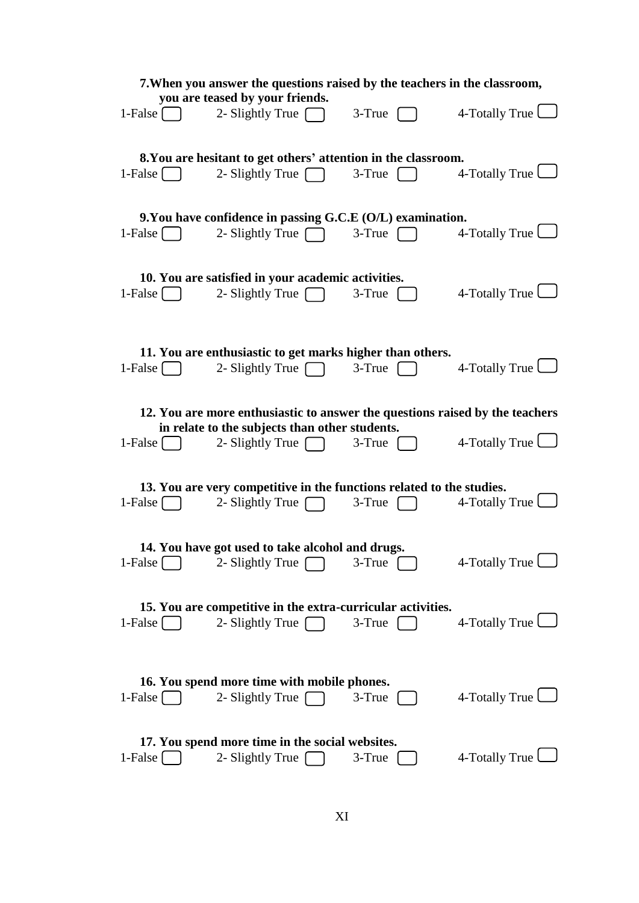**7. When you answer the questions raised by the teachers in the classroom, you are teased by your friends.**

1-False ☐ 2- Slightly True ☐ 3-True ☐ 4-Totally True ☐

**8. You are hesitant to get others' attention in the classroom.**

1-False ☐ 2- Slightly True ☐ 3-True ☐ 4-Totally True ☐

**9. You have confidence in passing G.C.E (O/L) examination.**

1-False ☐ 2- Slightly True ☐ 3-True ☐ 4-Totally True ☐

**10. You are satisfied in your academic activities.**

1-False ☐ 2- Slightly True ☐ 3-True ☐ 4-Totally True ☐

**11. You are enthusiastic to get marks higher than others.**

1-False ☐ 2- Slightly True ☐ 3-True ☐ 4-Totally True ☐

**12. You are more enthusiastic to answer the questions raised by the teachers in relate to the subjects than other students.**

1-False ☐ 2- Slightly True ☐ 3-True ☐ 4-Totally True ☐

**13. You are very competitive in the functions related to the studies.**

1-False ☐ 2- Slightly True ☐ 3-True ☐ 4-Totally True ☐

**14. You have got used to take alcohol and drugs.**

1-False ☐ 2- Slightly True ☐ 3-True ☐ 4-Totally True ☐

**15. You are competitive in the extra-curricular activities.**

1-False ☐ 2- Slightly True ☐ 3-True ☐ 4-Totally True ☐

**16. You spend more time with mobile phones.**

1-False ☐ 2- Slightly True ☐ 3-True ☐ 4-Totally True ☐

**17. You spend more time in the social websites.**

1-False ☐ 2- Slightly True ☐ 3-True ☐ 4-Totally True ☐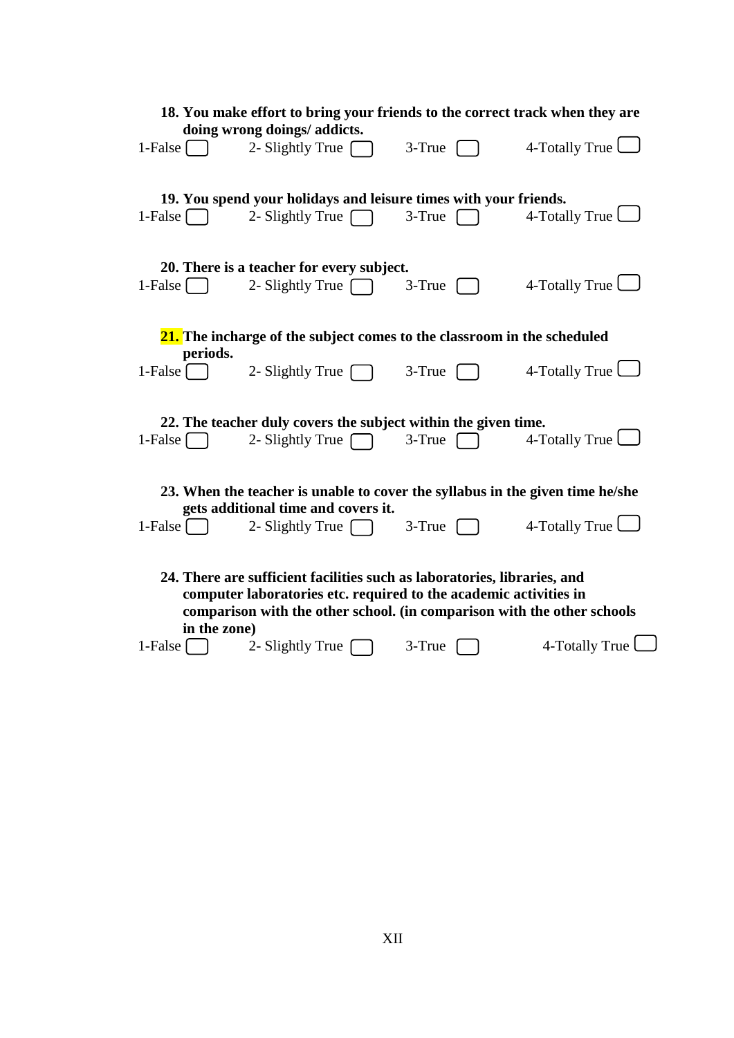**18. You make effort to bring your friends to the correct track when they are doing wrong doings/ addicts.**

1-False ☐ 2- Slightly True ☐ 3-True ☐ 4-Totally True ☐

**19. You spend your holidays and leisure times with your friends.**

1-False ☐ 2- Slightly True ☐ 3-True ☐ 4-Totally True ☐

**20. There is a teacher for every subject.**

1-False ☐ 2- Slightly True ☐ 3-True ☐ 4-Totally True ☐

**21. The incharge of the subject comes to the classroom in the scheduled periods.**

1-False ☐ 2- Slightly True ☐ 3-True ☐ 4-Totally True ☐

**22. The teacher duly covers the subject within the given time.**

1-False ☐ 2- Slightly True ☐ 3-True ☐ 4-Totally True ☐

**23. When the teacher is unable to cover the syllabus in the given time he/she gets additional time and covers it.**

1-False ☐ 2- Slightly True ☐ 3-True ☐ 4-Totally True ☐

**24. There are sufficient facilities such as laboratories, libraries, and computer laboratories etc. required to the academic activities in comparison with the other school. (in comparison with the other schools in the zone)**

1-False ☐ 2- Slightly True ☐ 3-True ☐ 4-Totally True ☐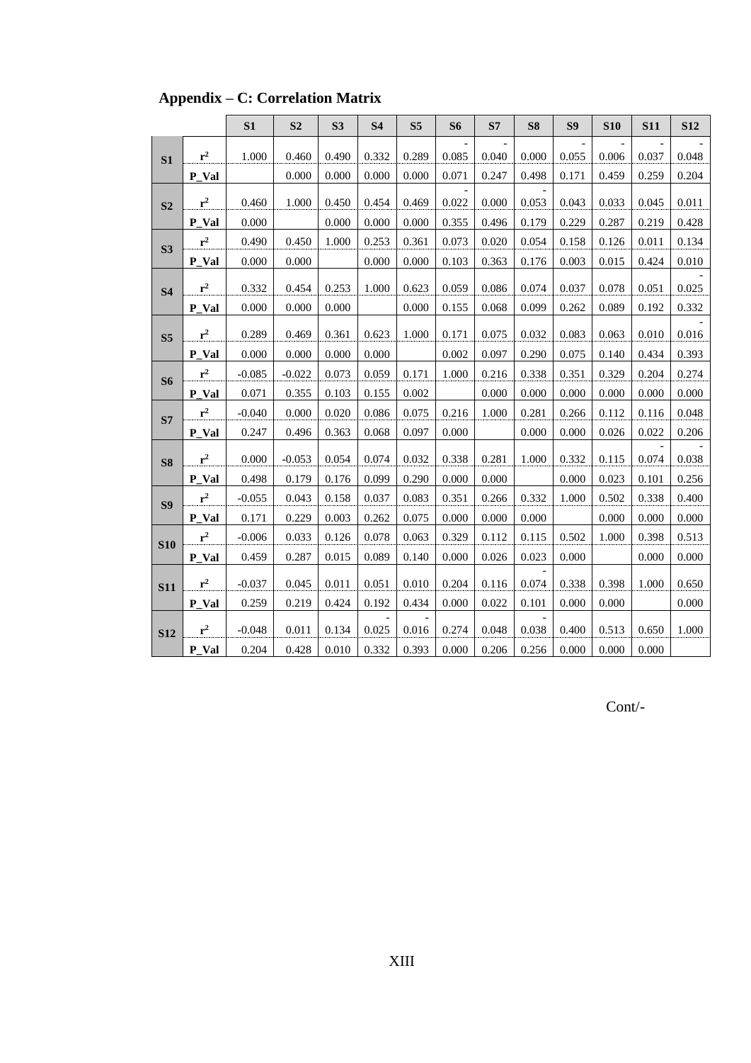## Appendix – C: Correlation Matrix

| | | S1 | S2 | S3 | S4 | S5 | S6 | S7 | S8 | S9 | S10 | S11 | S12 |
|---|---|---|---|---|---|---|---|---|---|---|---|---|---|
| **S1** | $r^2$ | 1.000 | 0.460 | 0.490 | 0.332 | 0.289 | -0.085 | -0.040 | 0.000 | -0.055 | -0.006 | -0.037 | -0.048 |
| | P_Val | | 0.000 | 0.000 | 0.000 | 0.000 | 0.071 | 0.247 | 0.498 | 0.171 | 0.459 | 0.259 | 0.204 |
| **S2** | $r^2$ | 0.460 | 1.000 | 0.450 | 0.454 | 0.469 | -0.022 | 0.000 | -0.053 | 0.043 | 0.033 | 0.045 | 0.011 |
| | P_Val | 0.000 | | 0.000 | 0.000 | 0.000 | 0.355 | 0.496 | 0.179 | 0.229 | 0.287 | 0.219 | 0.428 |
| **S3** | $r^2$ | 0.490 | 0.450 | 1.000 | 0.253 | 0.361 | 0.073 | 0.020 | 0.054 | 0.158 | 0.126 | 0.011 | 0.134 |
| | P_Val | 0.000 | 0.000 | | 0.000 | 0.000 | 0.103 | 0.363 | 0.176 | 0.003 | 0.015 | 0.424 | 0.010 |
| **S4** | $r^2$ | 0.332 | 0.454 | 0.253 | 1.000 | 0.623 | 0.059 | 0.086 | 0.074 | 0.037 | 0.078 | 0.051 | -0.025 |
| | P_Val | 0.000 | 0.000 | 0.000 | | 0.000 | 0.155 | 0.068 | 0.099 | 0.262 | 0.089 | 0.192 | 0.332 |
| **S5** | $r^2$ | 0.289 | 0.469 | 0.361 | 0.623 | 1.000 | 0.171 | 0.075 | 0.032 | 0.083 | 0.063 | 0.010 | -0.016 |
| | P_Val | 0.000 | 0.000 | 0.000 | 0.000 | | 0.002 | 0.097 | 0.290 | 0.075 | 0.140 | 0.434 | 0.393 |
| **S6** | $r^2$ | -0.085 | -0.022 | 0.073 | 0.059 | 0.171 | 1.000 | 0.216 | 0.338 | 0.351 | 0.329 | 0.204 | 0.274 |
| | P_Val | 0.071 | 0.355 | 0.103 | 0.155 | 0.002 | | 0.000 | 0.000 | 0.000 | 0.000 | 0.000 | 0.000 |
| **S7** | $r^2$ | -0.040 | 0.000 | 0.020 | 0.086 | 0.075 | 0.216 | 1.000 | 0.281 | 0.266 | 0.112 | 0.116 | 0.048 |
| | P_Val | 0.247 | 0.496 | 0.363 | 0.068 | 0.097 | 0.000 | | 0.000 | 0.000 | 0.026 | 0.022 | 0.206 |
| **S8** | $r^2$ | 0.000 | -0.053 | 0.054 | 0.074 | 0.032 | 0.338 | 0.281 | 1.000 | 0.332 | 0.115 | -0.074 | -0.038 |
| | P_Val | 0.498 | 0.179 | 0.176 | 0.099 | 0.290 | 0.000 | 0.000 | | 0.000 | 0.023 | 0.101 | 0.256 |
| **S9** | $r^2$ | -0.055 | 0.043 | 0.158 | 0.037 | 0.083 | 0.351 | 0.266 | 0.332 | 1.000 | 0.502 | 0.338 | 0.400 |
| | P_Val | 0.171 | 0.229 | 0.003 | 0.262 | 0.075 | 0.000 | 0.000 | 0.000 | | 0.000 | 0.000 | 0.000 |
| **S10** | $r^2$ | -0.006 | 0.033 | 0.126 | 0.078 | 0.063 | 0.329 | 0.112 | 0.115 | 0.502 | 1.000 | 0.398 | 0.513 |
| | P_Val | 0.459 | 0.287 | 0.015 | 0.089 | 0.140 | 0.000 | 0.026 | 0.023 | 0.000 | | 0.000 | 0.000 |
| **S11** | $r^2$ | -0.037 | 0.045 | 0.011 | 0.051 | 0.010 | 0.204 | 0.116 | -0.074 | 0.338 | 0.398 | 1.000 | 0.650 |
| | P_Val | 0.259 | 0.219 | 0.424 | 0.192 | 0.434 | 0.000 | 0.022 | 0.101 | 0.000 | 0.000 | | 0.000 |
| **S12** | $r^2$ | -0.048 | 0.011 | 0.134 | -0.025 | -0.016 | 0.274 | 0.048 | -0.038 | 0.400 | 0.513 | 0.650 | 1.000 |
| | P_Val | 0.204 | 0.428 | 0.010 | 0.332 | 0.393 | 0.000 | 0.206 | 0.256 | 0.000 | 0.000 | 0.000 | |

Cont/-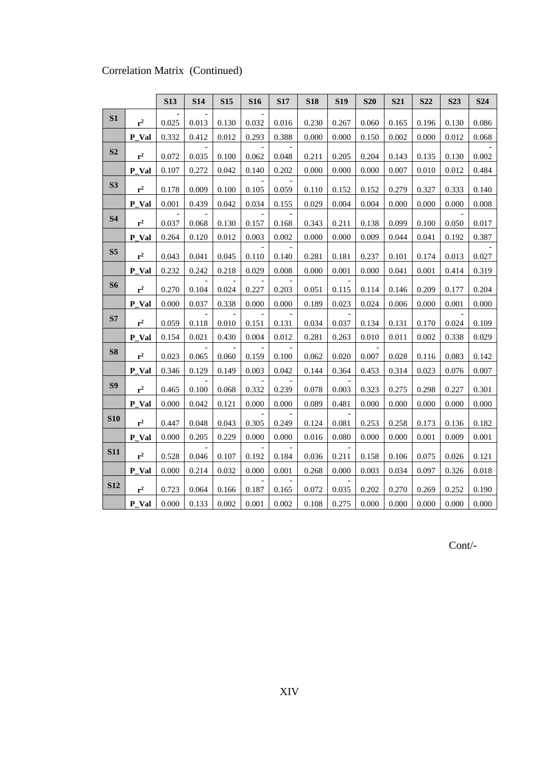Correlation Matrix (Continued)

| | | S13 | S14 | S15 | S16 | S17 | S18 | S19 | S20 | S21 | S22 | S23 | S24 |
|---|---|---|---|---|---|---|---|---|---|---|---|---|---|
| **S1** | $r^2$ | -0.025 | -0.013 | 0.130 | -0.032 | 0.016 | 0.230 | 0.267 | 0.060 | 0.165 | 0.196 | 0.130 | 0.086 |
| | P_Val | 0.332 | 0.412 | 0.012 | 0.293 | 0.388 | 0.000 | 0.000 | 0.150 | 0.002 | 0.000 | 0.012 | 0.068 |
| **S2** | $r^2$ | 0.072 | -0.035 | 0.100 | -0.062 | -0.048 | 0.211 | 0.205 | 0.204 | 0.143 | 0.135 | 0.130 | -0.002 |
| | P_Val | 0.107 | 0.272 | 0.042 | 0.140 | 0.202 | 0.000 | 0.000 | 0.000 | 0.007 | 0.010 | 0.012 | 0.484 |
| **S3** | $r^2$ | 0.178 | 0.009 | 0.100 | -0.105 | -0.059 | 0.110 | 0.152 | 0.152 | 0.279 | 0.327 | 0.333 | 0.140 |
| | P_Val | 0.001 | 0.439 | 0.042 | 0.034 | 0.155 | 0.029 | 0.004 | 0.004 | 0.000 | 0.000 | 0.000 | 0.008 |
| **S4** | $r^2$ | -0.037 | -0.068 | 0.130 | -0.157 | -0.168 | 0.343 | 0.211 | 0.138 | 0.099 | 0.100 | -0.050 | 0.017 |
| | P_Val | 0.264 | 0.120 | 0.012 | 0.003 | 0.002 | 0.000 | 0.000 | 0.009 | 0.044 | 0.041 | 0.192 | 0.387 |
| **S5** | $r^2$ | 0.043 | 0.041 | 0.045 | -0.110 | -0.140 | 0.281 | 0.181 | 0.237 | 0.101 | 0.174 | 0.013 | -0.027 |
| | P_Val | 0.232 | 0.242 | 0.218 | 0.029 | 0.008 | 0.000 | 0.001 | 0.000 | 0.041 | 0.001 | 0.414 | 0.319 |
| **S6** | $r^2$ | 0.270 | -0.104 | -0.024 | -0.227 | -0.203 | 0.051 | -0.115 | 0.114 | 0.146 | 0.209 | 0.177 | 0.204 |
| | P_Val | 0.000 | 0.037 | 0.338 | 0.000 | 0.000 | 0.189 | 0.023 | 0.024 | 0.006 | 0.000 | 0.001 | 0.000 |
| **S7** | $r^2$ | 0.059 | -0.118 | -0.010 | -0.151 | -0.131 | 0.034 | -0.037 | 0.134 | 0.131 | 0.170 | -0.024 | 0.109 |
| | P_Val | 0.154 | 0.021 | 0.430 | 0.004 | 0.012 | 0.281 | 0.263 | 0.010 | 0.011 | 0.002 | 0.338 | 0.029 |
| **S8** | $r^2$ | 0.023 | -0.065 | -0.060 | -0.159 | -0.100 | 0.062 | 0.020 | -0.007 | 0.028 | 0.116 | 0.083 | 0.142 |
| | P_Val | 0.346 | 0.129 | 0.149 | 0.003 | 0.042 | 0.144 | 0.364 | 0.453 | 0.314 | 0.023 | 0.076 | 0.007 |
| **S9** | $r^2$ | 0.465 | -0.100 | 0.068 | -0.332 | -0.239 | 0.078 | -0.003 | 0.323 | 0.275 | 0.298 | 0.227 | 0.301 |
| | P_Val | 0.000 | 0.042 | 0.121 | 0.000 | 0.000 | 0.089 | 0.481 | 0.000 | 0.000 | 0.000 | 0.000 | 0.000 |
| **S10** | $r^2$ | 0.447 | 0.048 | 0.043 | -0.305 | -0.249 | 0.124 | -0.081 | 0.253 | 0.258 | 0.173 | 0.136 | 0.182 |
| | P_Val | 0.000 | 0.205 | 0.229 | 0.000 | 0.000 | 0.016 | 0.080 | 0.000 | 0.000 | 0.001 | 0.009 | 0.001 |
| **S11** | $r^2$ | 0.528 | -0.046 | 0.107 | -0.192 | -0.184 | 0.036 | -0.211 | 0.158 | 0.106 | 0.075 | 0.026 | 0.121 |
| | P_Val | 0.000 | 0.214 | 0.032 | 0.000 | 0.001 | 0.268 | 0.000 | 0.003 | 0.034 | 0.097 | 0.326 | 0.018 |
| **S12** | $r^2$ | 0.723 | 0.064 | 0.166 | -0.187 | -0.165 | 0.072 | -0.035 | 0.202 | 0.270 | 0.269 | 0.252 | 0.190 |
| | P_Val | 0.000 | 0.133 | 0.002 | 0.001 | 0.002 | 0.108 | 0.275 | 0.000 | 0.000 | 0.000 | 0.000 | 0.000 |

Cont/-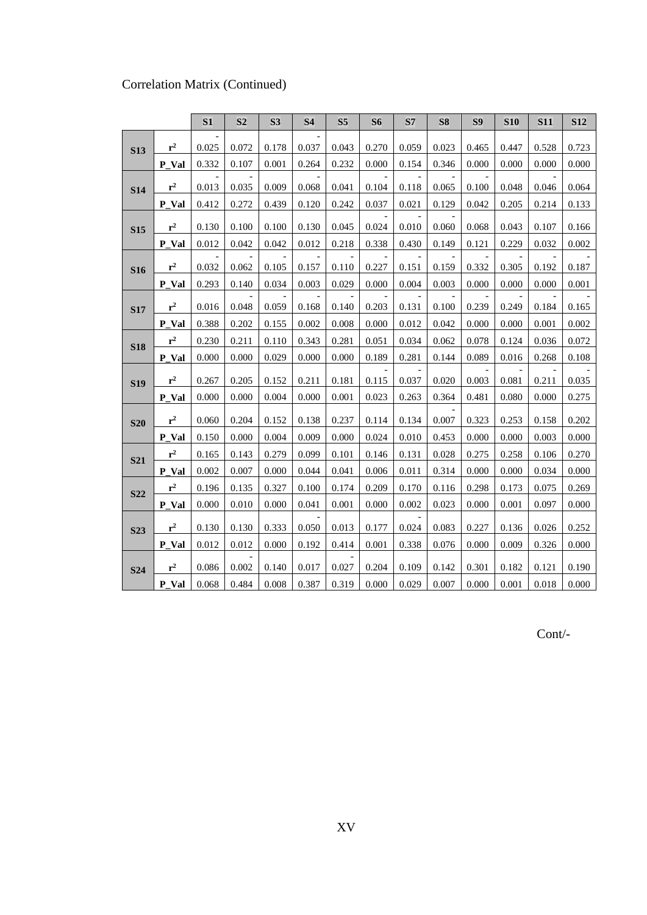Correlation Matrix (Continued)

| | | S1 | S2 | S3 | S4 | S5 | S6 | S7 | S8 | S9 | S10 | S11 | S12 |
|---|---|---|---|---|---|---|---|---|---|---|---|---|---|
| **S13** | $r^2$ | -0.025 | 0.072 | 0.178 | -0.037 | 0.043 | 0.270 | 0.059 | 0.023 | 0.465 | 0.447 | 0.528 | 0.723 |
| | P_Val | 0.332 | 0.107 | 0.001 | 0.264 | 0.232 | 0.000 | 0.154 | 0.346 | 0.000 | 0.000 | 0.000 | 0.000 |
| **S14** | $r^2$ | -0.013 | -0.035 | 0.009 | -0.068 | 0.041 | -0.104 | -0.118 | -0.065 | -0.100 | 0.048 | -0.046 | 0.064 |
| | P_Val | 0.412 | 0.272 | 0.439 | 0.120 | 0.242 | 0.037 | 0.021 | 0.129 | 0.042 | 0.205 | 0.214 | 0.133 |
| **S15** | $r^2$ | 0.130 | 0.100 | 0.100 | 0.130 | 0.045 | -0.024 | -0.010 | -0.060 | 0.068 | 0.043 | 0.107 | 0.166 |
| | P_Val | 0.012 | 0.042 | 0.042 | 0.012 | 0.218 | 0.338 | 0.430 | 0.149 | 0.121 | 0.229 | 0.032 | 0.002 |
| **S16** | $r^2$ | -0.032 | -0.062 | -0.105 | -0.157 | -0.110 | -0.227 | -0.151 | -0.159 | -0.332 | -0.305 | -0.192 | -0.187 |
| | P_Val | 0.293 | 0.140 | 0.034 | 0.003 | 0.029 | 0.000 | 0.004 | 0.003 | 0.000 | 0.000 | 0.000 | 0.001 |
| **S17** | $r^2$ | 0.016 | -0.048 | -0.059 | -0.168 | -0.140 | -0.203 | -0.131 | -0.100 | -0.239 | -0.249 | -0.184 | -0.165 |
| | P_Val | 0.388 | 0.202 | 0.155 | 0.002 | 0.008 | 0.000 | 0.012 | 0.042 | 0.000 | 0.000 | 0.001 | 0.002 |
| **S18** | $r^2$ | 0.230 | 0.211 | 0.110 | 0.343 | 0.281 | 0.051 | 0.034 | 0.062 | 0.078 | 0.124 | 0.036 | 0.072 |
| | P_Val | 0.000 | 0.000 | 0.029 | 0.000 | 0.000 | 0.189 | 0.281 | 0.144 | 0.089 | 0.016 | 0.268 | 0.108 |
| **S19** | $r^2$ | 0.267 | 0.205 | 0.152 | 0.211 | 0.181 | -0.115 | -0.037 | 0.020 | -0.003 | -0.081 | -0.211 | -0.035 |
| | P_Val | 0.000 | 0.000 | 0.004 | 0.000 | 0.001 | 0.023 | 0.263 | 0.364 | 0.481 | 0.080 | 0.000 | 0.275 |
| **S20** | $r^2$ | 0.060 | 0.204 | 0.152 | 0.138 | 0.237 | 0.114 | 0.134 | -0.007 | 0.323 | 0.253 | 0.158 | 0.202 |
| | P_Val | 0.150 | 0.000 | 0.004 | 0.009 | 0.000 | 0.024 | 0.010 | 0.453 | 0.000 | 0.000 | 0.003 | 0.000 |
| **S21** | $r^2$ | 0.165 | 0.143 | 0.279 | 0.099 | 0.101 | 0.146 | 0.131 | 0.028 | 0.275 | 0.258 | 0.106 | 0.270 |
| | P_Val | 0.002 | 0.007 | 0.000 | 0.044 | 0.041 | 0.006 | 0.011 | 0.314 | 0.000 | 0.000 | 0.034 | 0.000 |
| **S22** | $r^2$ | 0.196 | 0.135 | 0.327 | 0.100 | 0.174 | 0.209 | 0.170 | 0.116 | 0.298 | 0.173 | 0.075 | 0.269 |
| | P_Val | 0.000 | 0.010 | 0.000 | 0.041 | 0.001 | 0.000 | 0.002 | 0.023 | 0.000 | 0.001 | 0.097 | 0.000 |
| **S23** | $r^2$ | 0.130 | 0.130 | 0.333 | -0.050 | 0.013 | 0.177 | -0.024 | 0.083 | 0.227 | 0.136 | 0.026 | 0.252 |
| | P_Val | 0.012 | 0.012 | 0.000 | 0.192 | 0.414 | 0.001 | 0.338 | 0.076 | 0.000 | 0.009 | 0.326 | 0.000 |
| **S24** | $r^2$ | 0.086 | -0.002 | 0.140 | 0.017 | -0.027 | 0.204 | 0.109 | 0.142 | 0.301 | 0.182 | 0.121 | 0.190 |
| | P_Val | 0.068 | 0.484 | 0.008 | 0.387 | 0.319 | 0.000 | 0.029 | 0.007 | 0.000 | 0.001 | 0.018 | 0.000 |

Cont/-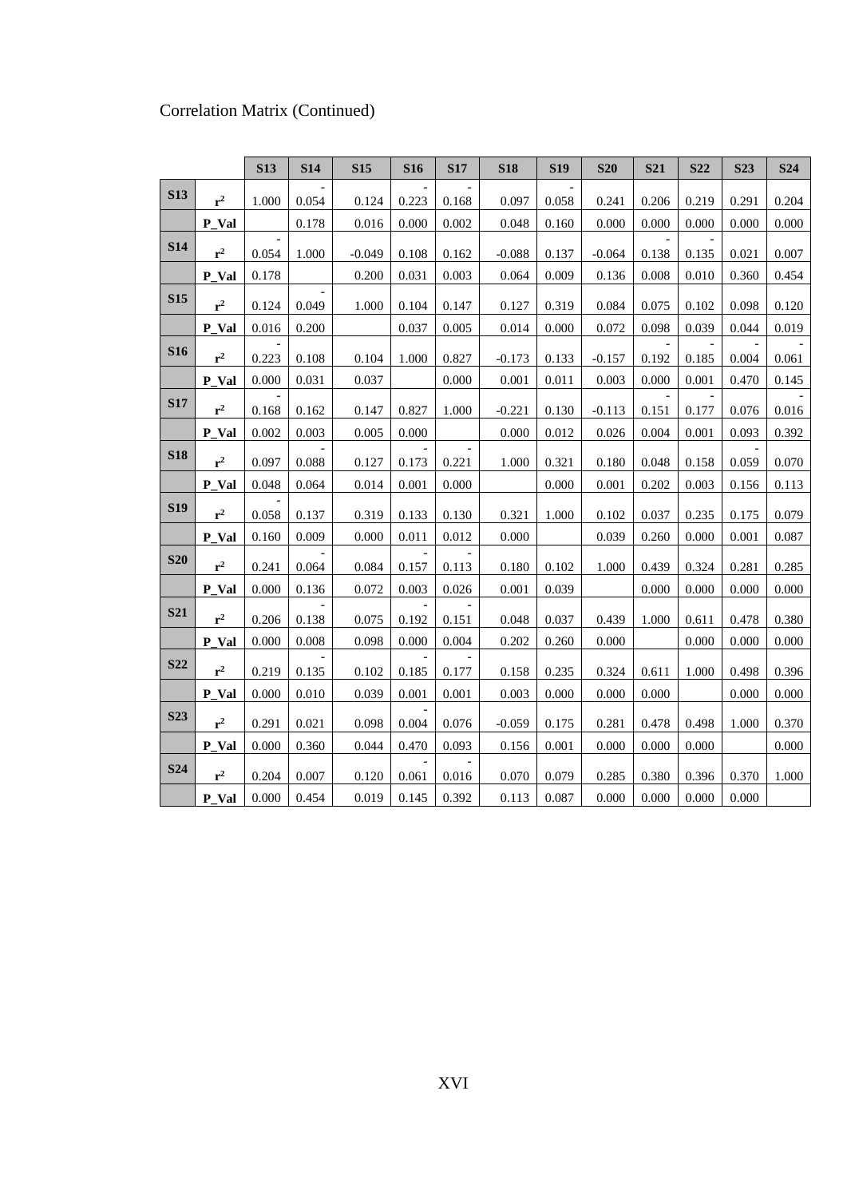Correlation Matrix (Continued)

| | | S13 | S14 | S15 | S16 | S17 | S18 | S19 | S20 | S21 | S22 | S23 | S24 |
|---|---|---|---|---|---|---|---|---|---|---|---|---|---|
| S13 | $r^2$ | 1.000 | -0.054 | 0.124 | -0.223 | -0.168 | 0.097 | -0.058 | 0.241 | 0.206 | 0.219 | 0.291 | 0.204 |
| | P_Val | | 0.178 | 0.016 | 0.000 | 0.002 | 0.048 | 0.160 | 0.000 | 0.000 | 0.000 | 0.000 | 0.000 |
| S14 | $r^2$ | -0.054 | 1.000 | -0.049 | 0.108 | 0.162 | -0.088 | 0.137 | -0.064 | -0.138 | -0.135 | 0.021 | 0.007 |
| | P_Val | 0.178 | | 0.200 | 0.031 | 0.003 | 0.064 | 0.009 | 0.136 | 0.008 | 0.010 | 0.360 | 0.454 |
| S15 | $r^2$ | 0.124 | -0.049 | 1.000 | 0.104 | 0.147 | 0.127 | 0.319 | 0.084 | 0.075 | 0.102 | 0.098 | 0.120 |
| | P_Val | 0.016 | 0.200 | | 0.037 | 0.005 | 0.014 | 0.000 | 0.072 | 0.098 | 0.039 | 0.044 | 0.019 |
| S16 | $r^2$ | -0.223 | 0.108 | 0.104 | 1.000 | 0.827 | -0.173 | 0.133 | -0.157 | -0.192 | -0.185 | -0.004 | -0.061 |
| | P_Val | 0.000 | 0.031 | 0.037 | | 0.000 | 0.001 | 0.011 | 0.003 | 0.000 | 0.001 | 0.470 | 0.145 |
| S17 | $r^2$ | -0.168 | 0.162 | 0.147 | 0.827 | 1.000 | -0.221 | 0.130 | -0.113 | -0.151 | -0.177 | 0.076 | -0.016 |
| | P_Val | 0.002 | 0.003 | 0.005 | 0.000 | | 0.000 | 0.012 | 0.026 | 0.004 | 0.001 | 0.093 | 0.392 |
| S18 | $r^2$ | 0.097 | -0.088 | 0.127 | -0.173 | -0.221 | 1.000 | 0.321 | 0.180 | 0.048 | 0.158 | -0.059 | 0.070 |
| | P_Val | 0.048 | 0.064 | 0.014 | 0.001 | 0.000 | | 0.000 | 0.001 | 0.202 | 0.003 | 0.156 | 0.113 |
| S19 | $r^2$ | -0.058 | 0.137 | 0.319 | 0.133 | 0.130 | 0.321 | 1.000 | 0.102 | 0.037 | 0.235 | 0.175 | 0.079 |
| | P_Val | 0.160 | 0.009 | 0.000 | 0.011 | 0.012 | 0.000 | | 0.039 | 0.260 | 0.000 | 0.001 | 0.087 |
| S20 | $r^2$ | 0.241 | -0.064 | 0.084 | -0.157 | -0.113 | 0.180 | 0.102 | 1.000 | 0.439 | 0.324 | 0.281 | 0.285 |
| | P_Val | 0.000 | 0.136 | 0.072 | 0.003 | 0.026 | 0.001 | 0.039 | | 0.000 | 0.000 | 0.000 | 0.000 |
| S21 | $r^2$ | 0.206 | -0.138 | 0.075 | -0.192 | -0.151 | 0.048 | 0.037 | 0.439 | 1.000 | 0.611 | 0.478 | 0.380 |
| | P_Val | 0.000 | 0.008 | 0.098 | 0.000 | 0.004 | 0.202 | 0.260 | 0.000 | | 0.000 | 0.000 | 0.000 |
| S22 | $r^2$ | 0.219 | -0.135 | 0.102 | -0.185 | -0.177 | 0.158 | 0.235 | 0.324 | 0.611 | 1.000 | 0.498 | 0.396 |
| | P_Val | 0.000 | 0.010 | 0.039 | 0.001 | 0.001 | 0.003 | 0.000 | 0.000 | 0.000 | | 0.000 | 0.000 |
| S23 | $r^2$ | 0.291 | 0.021 | 0.098 | -0.004 | 0.076 | -0.059 | 0.175 | 0.281 | 0.478 | 0.498 | 1.000 | 0.370 |
| | P_Val | 0.000 | 0.360 | 0.044 | 0.470 | 0.093 | 0.156 | 0.001 | 0.000 | 0.000 | 0.000 | | 0.000 |
| S24 | $r^2$ | 0.204 | 0.007 | 0.120 | -0.061 | -0.016 | 0.070 | 0.079 | 0.285 | 0.380 | 0.396 | 0.370 | 1.000 |
| | P_Val | 0.000 | 0.454 | 0.019 | 0.145 | 0.392 | 0.113 | 0.087 | 0.000 | 0.000 | 0.000 | 0.000 | |